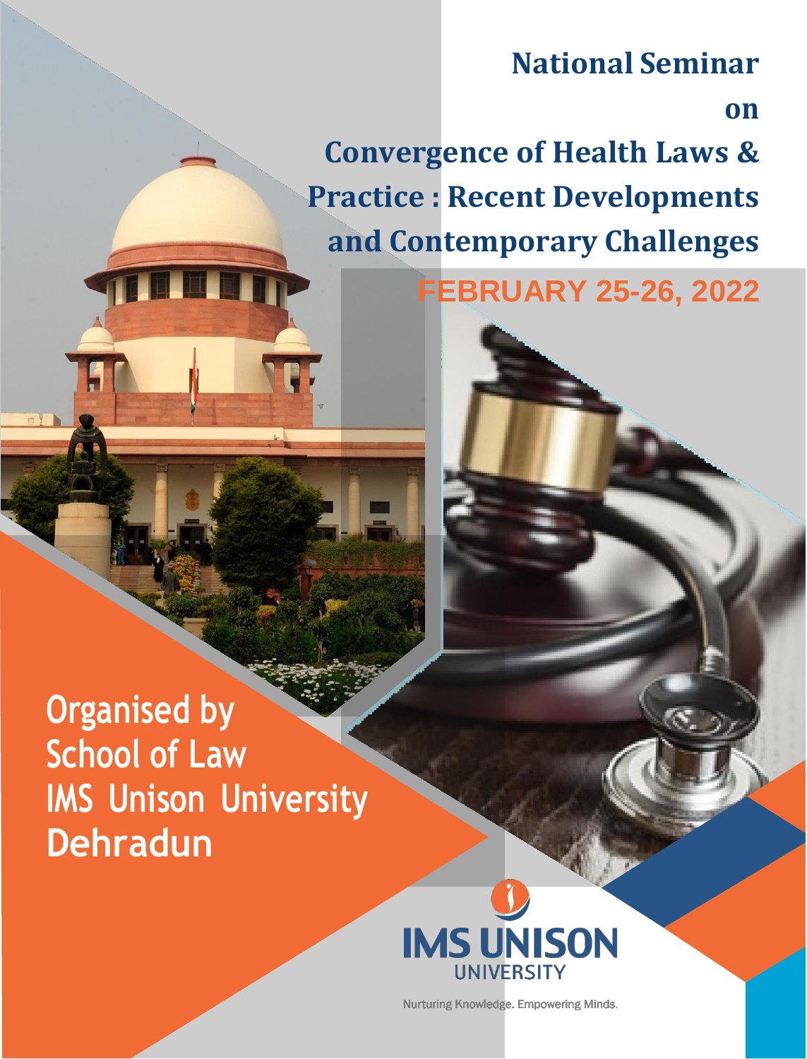# National Seminar on Convergence of Health Laws & Practice : Recent Developments and Contemporary Challenges

**FEBRUARY 25-26, 2022**

**Organised by**
**School of Law**
**IMS Unison University**
**Dehradun**

IMS UNISON UNIVERSITY

Nurturing Knowledge. Empowering Minds.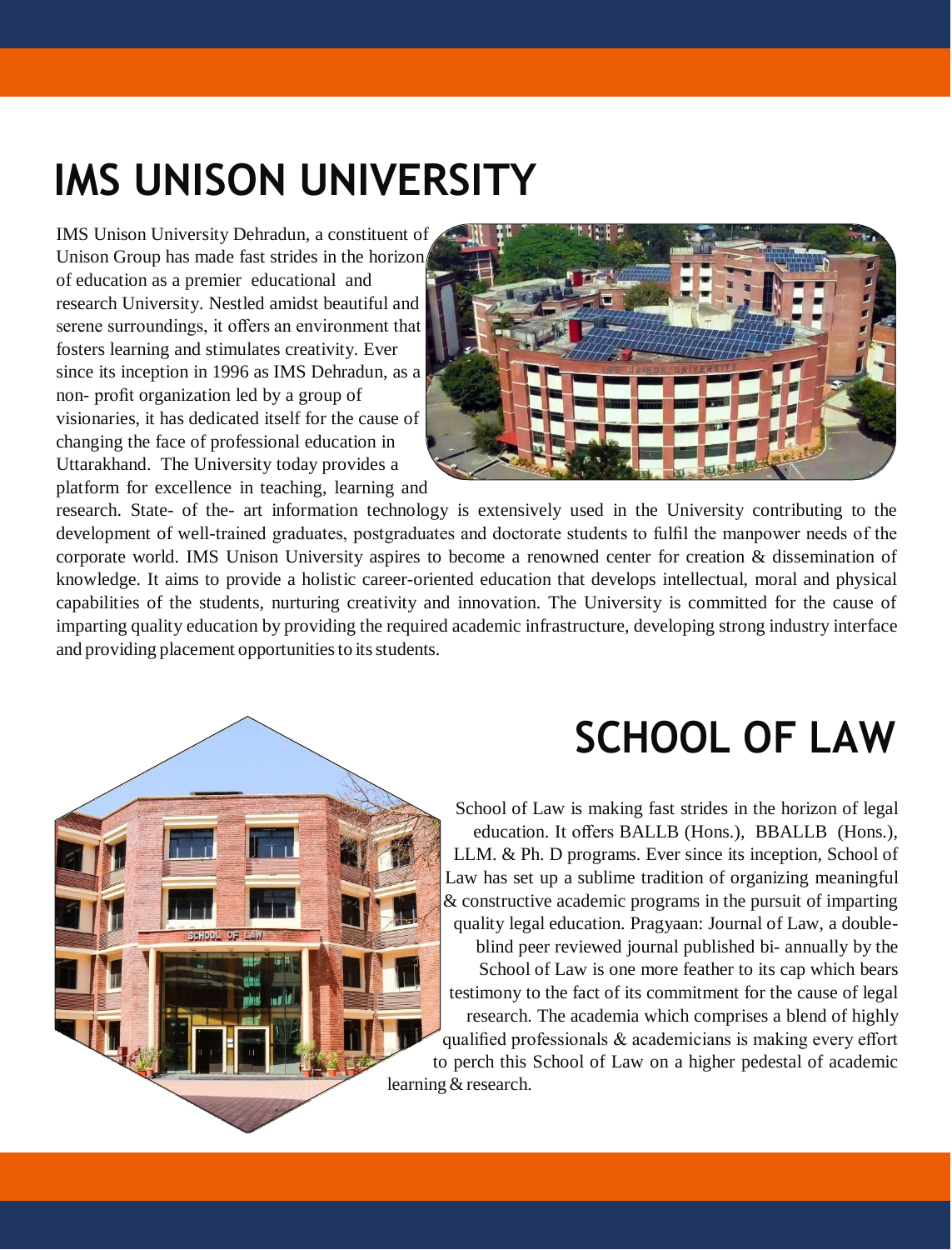# IMS UNISON UNIVERSITY

IMS Unison University Dehradun, a constituent of Unison Group has made fast strides in the horizon of education as a premier educational and research University. Nestled amidst beautiful and serene surroundings, it offers an environment that fosters learning and stimulates creativity. Ever since its inception in 1996 as IMS Dehradun, as a non- profit organization led by a group of visionaries, it has dedicated itself for the cause of changing the face of professional education in Uttarakhand. The University today provides a platform for excellence in teaching, learning and research. State- of the- art information technology is extensively used in the University contributing to the development of well-trained graduates, postgraduates and doctorate students to fulfil the manpower needs of the corporate world. IMS Unison University aspires to become a renowned center for creation & dissemination of knowledge. It aims to provide a holistic career-oriented education that develops intellectual, moral and physical capabilities of the students, nurturing creativity and innovation. The University is committed for the cause of imparting quality education by providing the required academic infrastructure, developing strong industry interface and providing placement opportunities to its students.

# SCHOOL OF LAW

School of Law is making fast strides in the horizon of legal education. It offers BALLB (Hons.), BBALLB (Hons.), LLM. & Ph. D programs. Ever since its inception, School of Law has set up a sublime tradition of organizing meaningful & constructive academic programs in the pursuit of imparting quality legal education. Pragyaan: Journal of Law, a double-blind peer reviewed journal published bi- annually by the School of Law is one more feather to its cap which bears testimony to the fact of its commitment for the cause of legal research. The academia which comprises a blend of highly qualified professionals & academicians is making every effort to perch this School of Law on a higher pedestal of academic learning & research.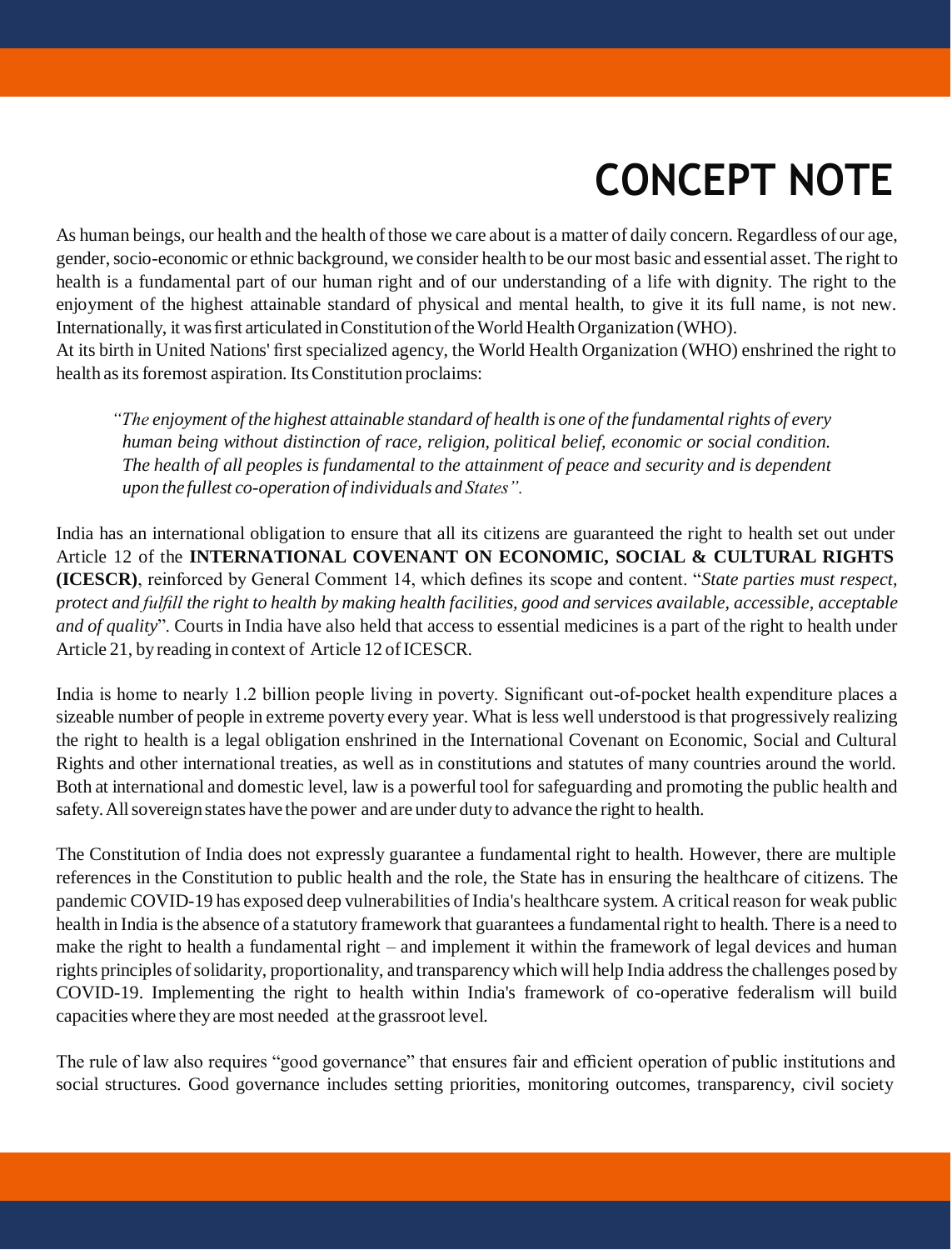# CONCEPT NOTE

As human beings, our health and the health of those we care about is a matter of daily concern. Regardless of our age, gender, socio-economic or ethnic background, we consider health to be our most basic and essential asset. The right to health is a fundamental part of our human right and of our understanding of a life with dignity. The right to the enjoyment of the highest attainable standard of physical and mental health, to give it its full name, is not new. Internationally, it was first articulated in Constitution of the World Health Organization (WHO).
At its birth in United Nations' first specialized agency, the World Health Organization (WHO) enshrined the right to health as its foremost aspiration. Its Constitution proclaims:

> *"The enjoyment of the highest attainable standard of health is one of the fundamental rights of every human being without distinction of race, religion, political belief, economic or social condition. The health of all peoples is fundamental to the attainment of peace and security and is dependent upon the fullest co-operation of individuals and States".*

India has an international obligation to ensure that all its citizens are guaranteed the right to health set out under Article 12 of the **INTERNATIONAL COVENANT ON ECONOMIC, SOCIAL & CULTURAL RIGHTS (ICESCR)**, reinforced by General Comment 14, which defines its scope and content. "*State parties must respect, protect and fulfill the right to health by making health facilities, good and services available, accessible, acceptable and of quality*". Courts in India have also held that access to essential medicines is a part of the right to health under Article 21, by reading in context of Article 12 of ICESCR.

India is home to nearly 1.2 billion people living in poverty. Significant out-of-pocket health expenditure places a sizeable number of people in extreme poverty every year. What is less well understood is that progressively realizing the right to health is a legal obligation enshrined in the International Covenant on Economic, Social and Cultural Rights and other international treaties, as well as in constitutions and statutes of many countries around the world. Both at international and domestic level, law is a powerful tool for safeguarding and promoting the public health and safety. All sovereign states have the power and are under duty to advance the right to health.

The Constitution of India does not expressly guarantee a fundamental right to health. However, there are multiple references in the Constitution to public health and the role, the State has in ensuring the healthcare of citizens. The pandemic COVID-19 has exposed deep vulnerabilities of India's healthcare system. A critical reason for weak public health in India is the absence of a statutory framework that guarantees a fundamental right to health. There is a need to make the right to health a fundamental right – and implement it within the framework of legal devices and human rights principles of solidarity, proportionality, and transparency which will help India address the challenges posed by COVID-19. Implementing the right to health within India's framework of co-operative federalism will build capacities where they are most needed at the grassroot level.

The rule of law also requires "good governance" that ensures fair and efficient operation of public institutions and social structures. Good governance includes setting priorities, monitoring outcomes, transparency, civil society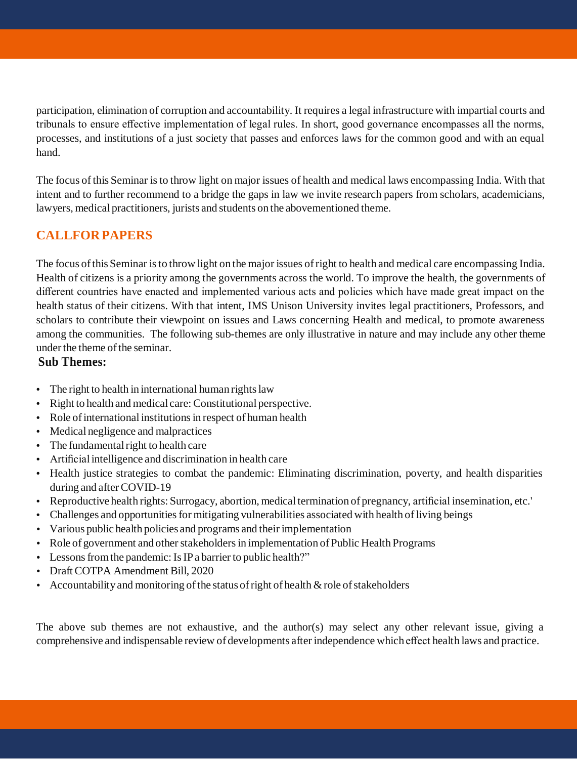participation, elimination of corruption and accountability. It requires a legal infrastructure with impartial courts and tribunals to ensure effective implementation of legal rules. In short, good governance encompasses all the norms, processes, and institutions of a just society that passes and enforces laws for the common good and with an equal hand.

The focus of this Seminar is to throw light on major issues of health and medical laws encompassing India. With that intent and to further recommend to a bridge the gaps in law we invite research papers from scholars, academicians, lawyers, medical practitioners, jurists and students on the abovementioned theme.

## CALLFOR PAPERS

The focus of this Seminar is to throw light on the major issues of right to health and medical care encompassing India. Health of citizens is a priority among the governments across the world. To improve the health, the governments of different countries have enacted and implemented various acts and policies which have made great impact on the health status of their citizens. With that intent, IMS Unison University invites legal practitioners, Professors, and scholars to contribute their viewpoint on issues and Laws concerning Health and medical, to promote awareness among the communities. The following sub-themes are only illustrative in nature and may include any other theme under the theme of the seminar.

### Sub Themes:

- The right to health in international human rights law
- Right to health and medical care: Constitutional perspective.
- Role of international institutions in respect of human health
- Medical negligence and malpractices
- The fundamental right to health care
- Artificial intelligence and discrimination in health care
- Health justice strategies to combat the pandemic: Eliminating discrimination, poverty, and health disparities during and after COVID-19
- Reproductive health rights: Surrogacy, abortion, medical termination of pregnancy, artificial insemination, etc.'
- Challenges and opportunities for mitigating vulnerabilities associated with health of living beings
- Various public health policies and programs and their implementation
- Role of government and other stakeholders in implementation of Public Health Programs
- Lessons from the pandemic: Is IP a barrier to public health?"
- Draft COTPA Amendment Bill, 2020
- Accountability and monitoring of the status of right of health & role of stakeholders

The above sub themes are not exhaustive, and the author(s) may select any other relevant issue, giving a comprehensive and indispensable review of developments after independence which effect health laws and practice.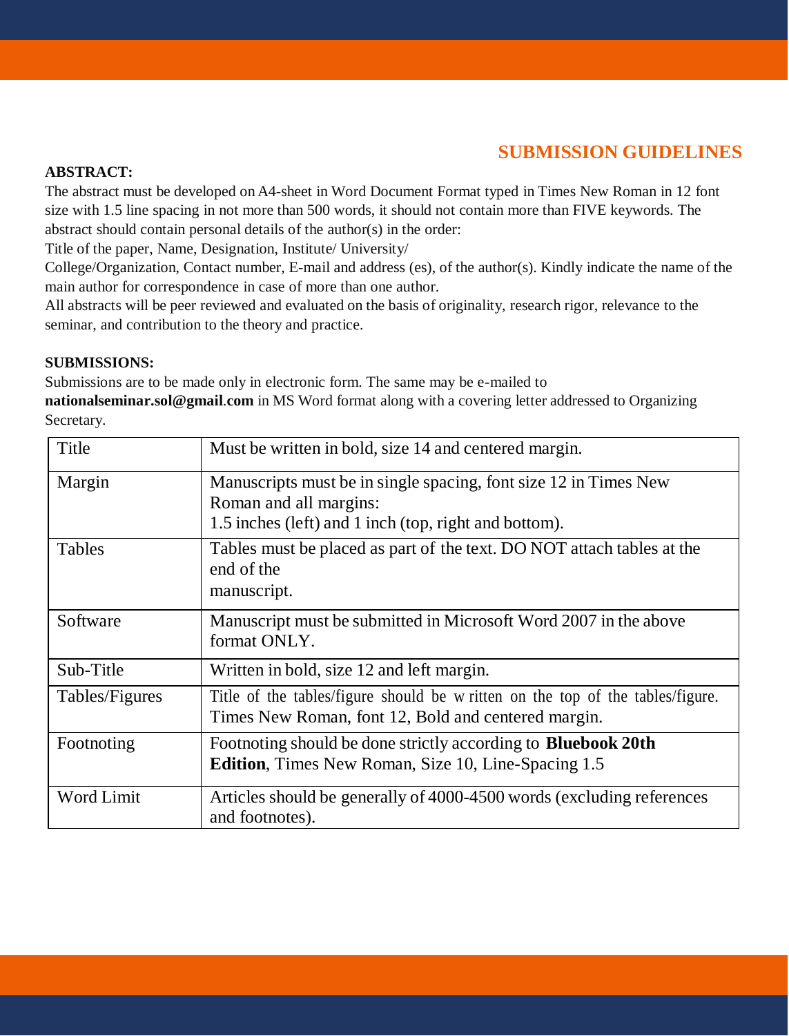## SUBMISSION GUIDELINES

**ABSTRACT:**

The abstract must be developed on A4-sheet in Word Document Format typed in Times New Roman in 12 font size with 1.5 line spacing in not more than 500 words, it should not contain more than FIVE keywords. The abstract should contain personal details of the author(s) in the order:

Title of the paper, Name, Designation, Institute/ University/ College/Organization, Contact number, E-mail and address (es), of the author(s). Kindly indicate the name of the main author for correspondence in case of more than one author.

All abstracts will be peer reviewed and evaluated on the basis of originality, research rigor, relevance to the seminar, and contribution to the theory and practice.

**SUBMISSIONS:**

Submissions are to be made only in electronic form. The same may be e-mailed to **nationalseminar.sol@gmail.com** in MS Word format along with a covering letter addressed to Organizing Secretary.

| | |
|---|---|
| Title | Must be written in bold, size 14 and centered margin. |
| Margin | Manuscripts must be in single spacing, font size 12 in Times New Roman and all margins: 1.5 inches (left) and 1 inch (top, right and bottom). |
| Tables | Tables must be placed as part of the text. DO NOT attach tables at the end of the manuscript. |
| Software | Manuscript must be submitted in Microsoft Word 2007 in the above format ONLY. |
| Sub-Title | Written in bold, size 12 and left margin. |
| Tables/Figures | Title of the tables/figure should be written on the top of the tables/figure. Times New Roman, font 12, Bold and centered margin. |
| Footnoting | Footnoting should be done strictly according to **Bluebook 20th Edition**, Times New Roman, Size 10, Line-Spacing 1.5 |
| Word Limit | Articles should be generally of 4000-4500 words (excluding references and footnotes). |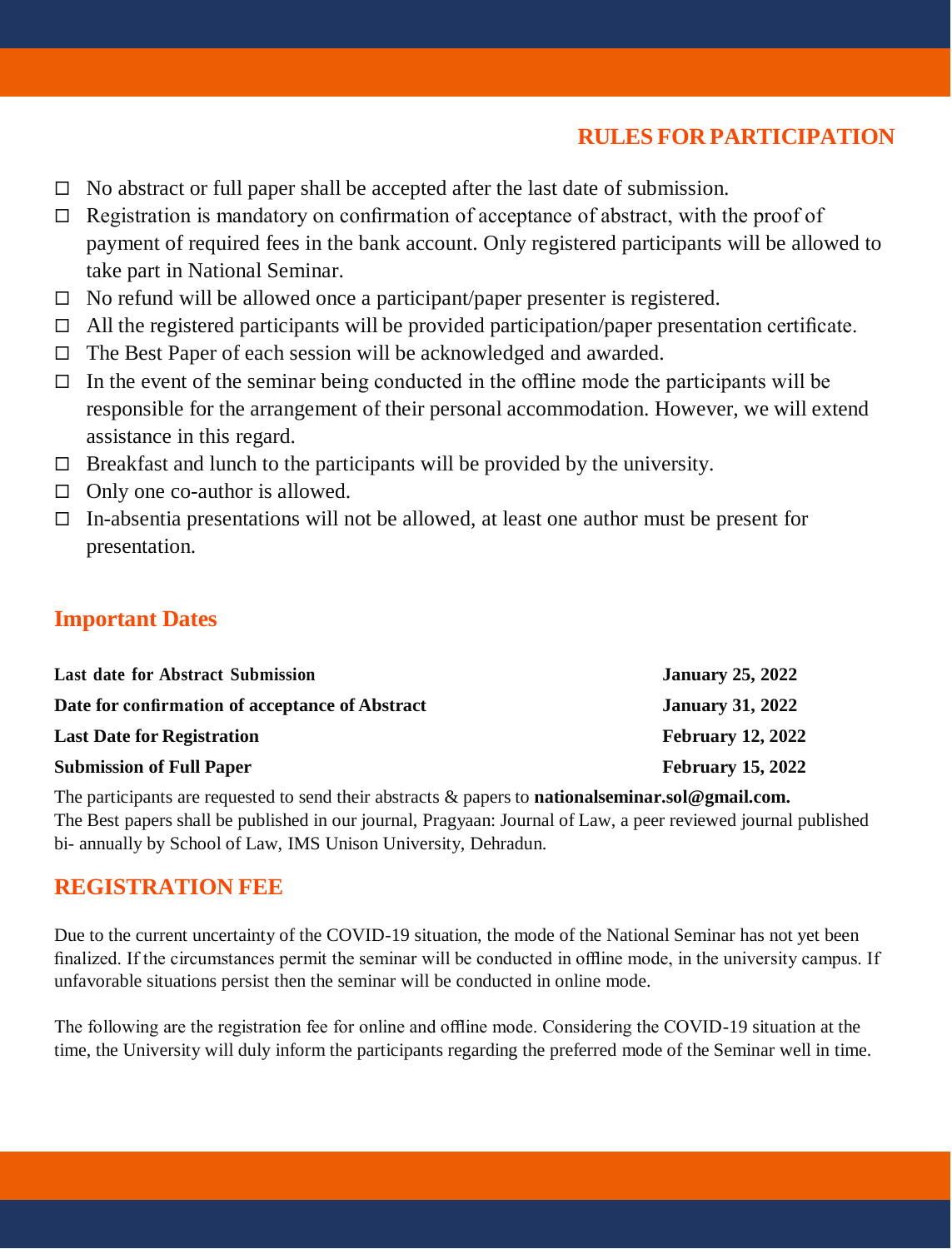## RULES FOR PARTICIPATION

- No abstract or full paper shall be accepted after the last date of submission.
- Registration is mandatory on confirmation of acceptance of abstract, with the proof of payment of required fees in the bank account. Only registered participants will be allowed to take part in National Seminar.
- No refund will be allowed once a participant/paper presenter is registered.
- All the registered participants will be provided participation/paper presentation certificate.
- The Best Paper of each session will be acknowledged and awarded.
- In the event of the seminar being conducted in the offline mode the participants will be responsible for the arrangement of their personal accommodation. However, we will extend assistance in this regard.
- Breakfast and lunch to the participants will be provided by the university.
- Only one co-author is allowed.
- In-absentia presentations will not be allowed, at least one author must be present for presentation.

## Important Dates

| | |
|---|---|
| **Last date for Abstract Submission** | **January 25, 2022** |
| **Date for confirmation of acceptance of Abstract** | **January 31, 2022** |
| **Last Date for Registration** | **February 12, 2022** |
| **Submission of Full Paper** | **February 15, 2022** |

The participants are requested to send their abstracts & papers to **nationalseminar.sol@gmail.com.** The Best papers shall be published in our journal, Pragyaan: Journal of Law, a peer reviewed journal published bi- annually by School of Law, IMS Unison University, Dehradun.

## REGISTRATION FEE

Due to the current uncertainty of the COVID-19 situation, the mode of the National Seminar has not yet been finalized. If the circumstances permit the seminar will be conducted in offline mode, in the university campus. If unfavorable situations persist then the seminar will be conducted in online mode.

The following are the registration fee for online and offline mode. Considering the COVID-19 situation at the time, the University will duly inform the participants regarding the preferred mode of the Seminar well in time.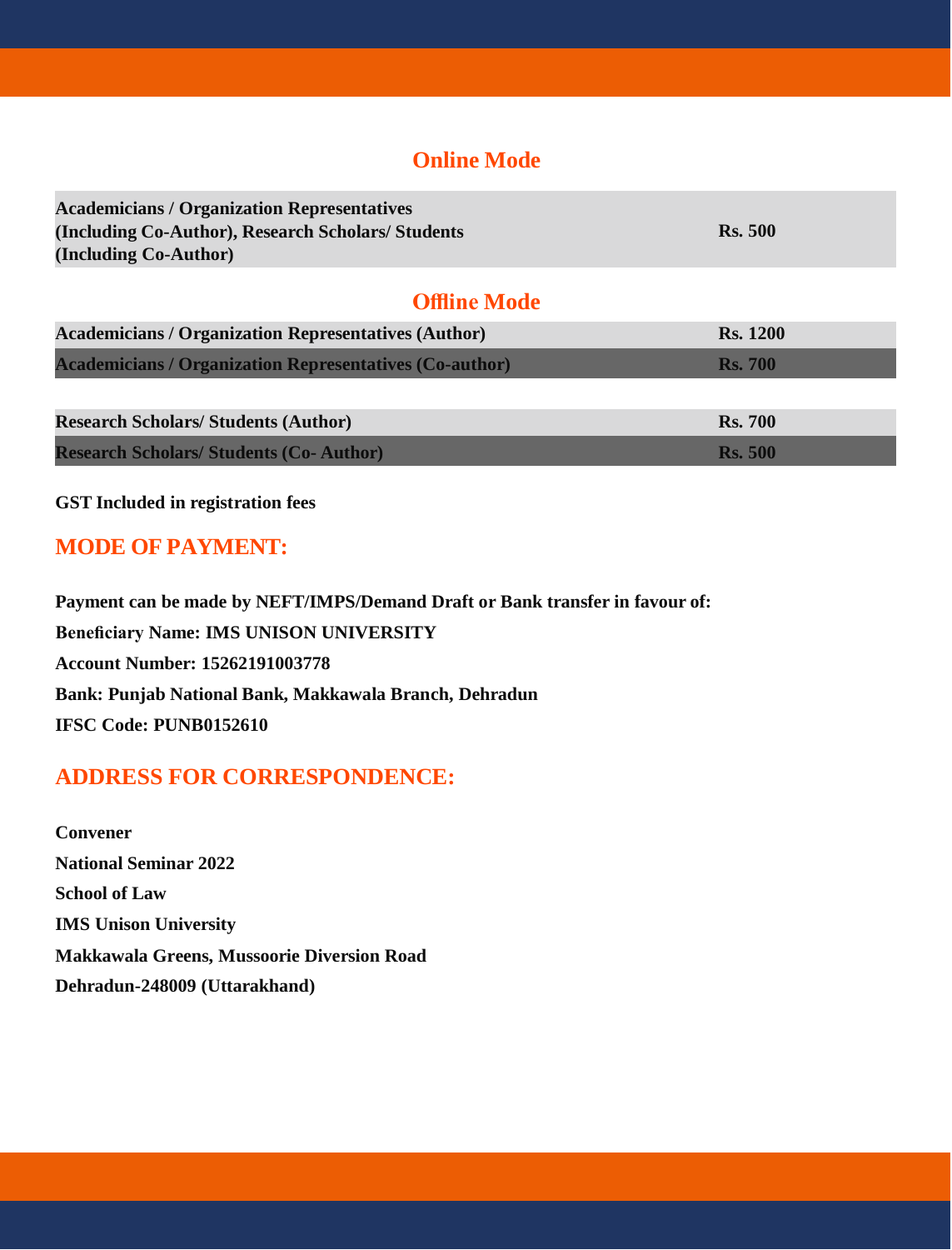## Online Mode

| Category | Fee |
|---|---|
| Academicians / Organization Representatives (Including Co-Author), Research Scholars/ Students (Including Co-Author) | Rs. 500 |

## Offline Mode

| Category | Fee |
|---|---|
| Academicians / Organization Representatives (Author) | Rs. 1200 |
| Academicians / Organization Representatives (Co-author) | Rs. 700 |
| Research Scholars/ Students (Author) | Rs. 700 |
| Research Scholars/ Students (Co- Author) | Rs. 500 |

**GST Included in registration fees**

## MODE OF PAYMENT:

**Payment can be made by NEFT/IMPS/Demand Draft or Bank transfer in favour of:**

**Beneficiary Name: IMS UNISON UNIVERSITY**

**Account Number: 15262191003778**

**Bank: Punjab National Bank, Makkawala Branch, Dehradun**

**IFSC Code: PUNB0152610**

## ADDRESS FOR CORRESPONDENCE:

**Convener**

**National Seminar 2022**

**School of Law**

**IMS Unison University**

**Makkawala Greens, Mussoorie Diversion Road**

**Dehradun-248009 (Uttarakhand)**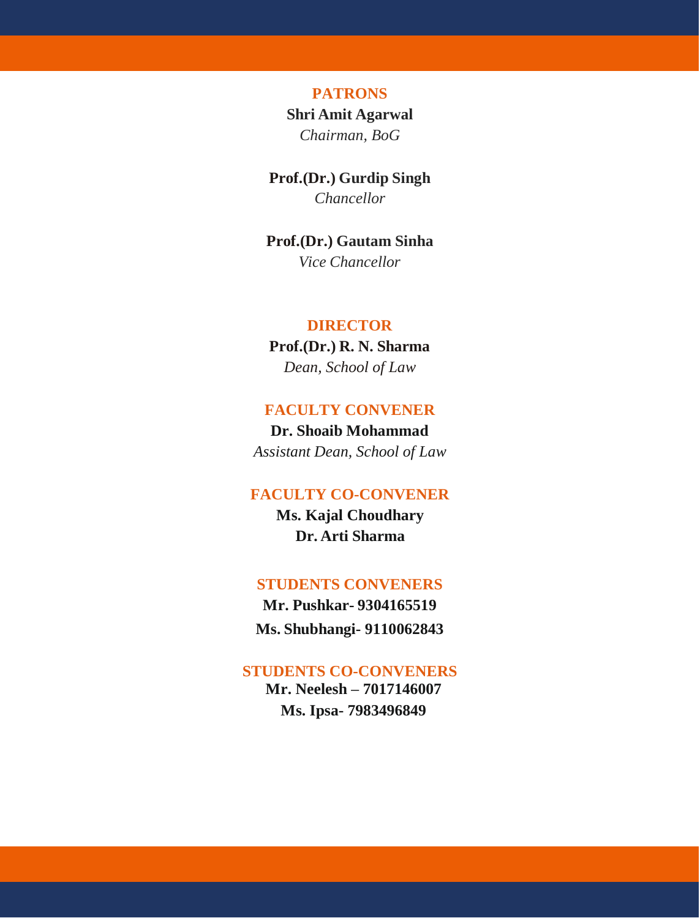## PATRONS

**Shri Amit Agarwal**
*Chairman, BoG*

**Prof.(Dr.) Gurdip Singh**
*Chancellor*

**Prof.(Dr.) Gautam Sinha**
*Vice Chancellor*

## DIRECTOR

**Prof.(Dr.) R. N. Sharma**
*Dean, School of Law*

## FACULTY CONVENER

**Dr. Shoaib Mohammad**
*Assistant Dean, School of Law*

## FACULTY CO-CONVENER

**Ms. Kajal Choudhary**
**Dr. Arti Sharma**

## STUDENTS CONVENERS

**Mr. Pushkar- 9304165519**
**Ms. Shubhangi- 9110062843**

## STUDENTS CO-CONVENERS

**Mr. Neelesh – 7017146007**
**Ms. Ipsa- 7983496849**